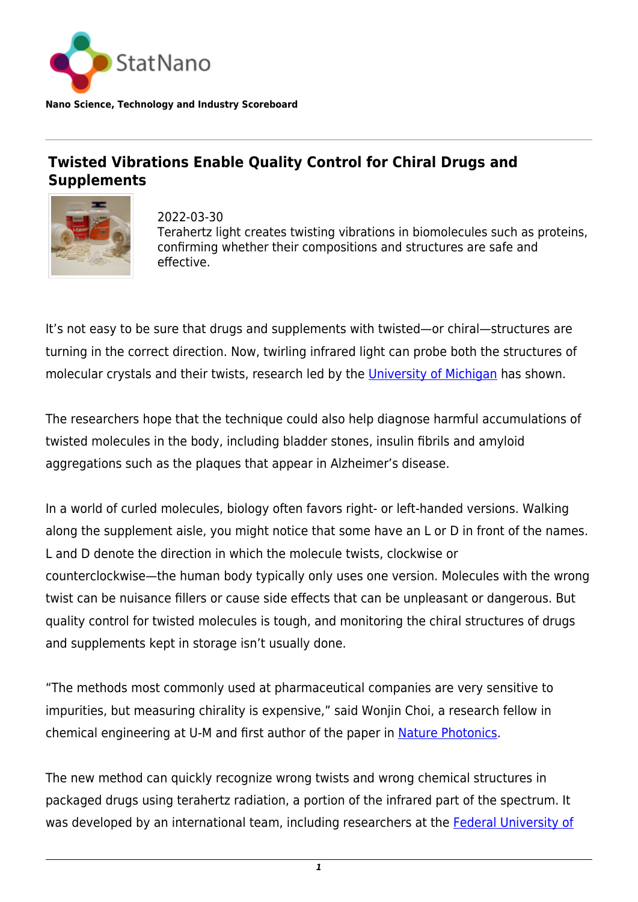StatNano

**Nano Science, Technology and Industry Scoreboard**

## Twisted Vibrations Enable Quality Control for Chiral Drugs and Supplements

2022-03-30

Terahertz light creates twisting vibrations in biomolecules such as proteins, confirming whether their compositions and structures are safe and effective.

It's not easy to be sure that drugs and supplements with twisted—or chiral—structures are turning in the correct direction. Now, twirling infrared light can probe both the structures of molecular crystals and their twists, research led by the University of Michigan has shown.

The researchers hope that the technique could also help diagnose harmful accumulations of twisted molecules in the body, including bladder stones, insulin fibrils and amyloid aggregations such as the plaques that appear in Alzheimer's disease.

In a world of curled molecules, biology often favors right- or left-handed versions. Walking along the supplement aisle, you might notice that some have an L or D in front of the names. L and D denote the direction in which the molecule twists, clockwise or counterclockwise—the human body typically only uses one version. Molecules with the wrong twist can be nuisance fillers or cause side effects that can be unpleasant or dangerous. But quality control for twisted molecules is tough, and monitoring the chiral structures of drugs and supplements kept in storage isn't usually done.

"The methods most commonly used at pharmaceutical companies are very sensitive to impurities, but measuring chirality is expensive," said Wonjin Choi, a research fellow in chemical engineering at U-M and first author of the paper in Nature Photonics.

The new method can quickly recognize wrong twists and wrong chemical structures in packaged drugs using terahertz radiation, a portion of the infrared part of the spectrum. It was developed by an international team, including researchers at the Federal University of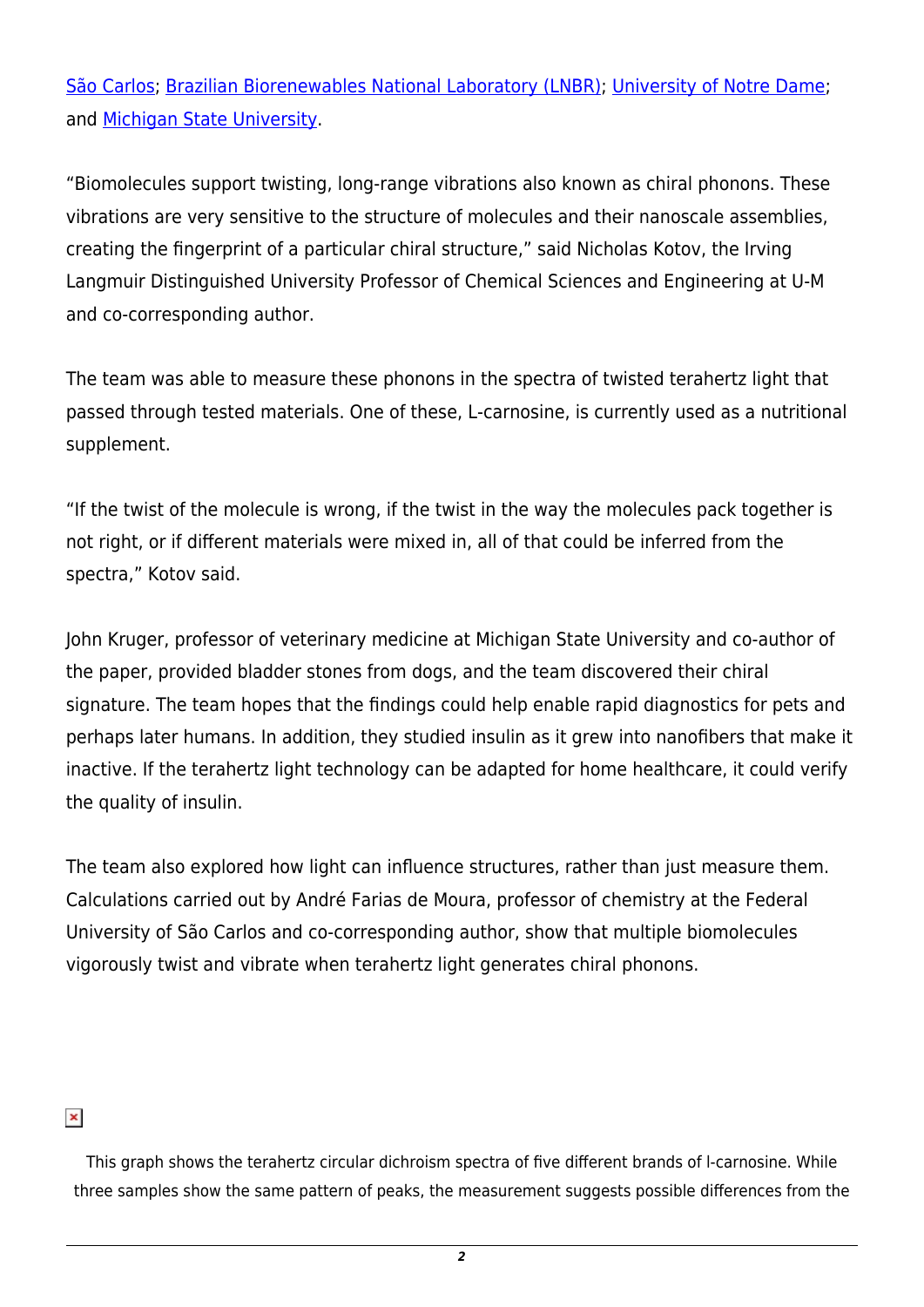São Carlos; Brazilian Biorenewables National Laboratory (LNBR); University of Notre Dame; and Michigan State University.

"Biomolecules support twisting, long-range vibrations also known as chiral phonons. These vibrations are very sensitive to the structure of molecules and their nanoscale assemblies, creating the fingerprint of a particular chiral structure," said Nicholas Kotov, the Irving Langmuir Distinguished University Professor of Chemical Sciences and Engineering at U-M and co-corresponding author.

The team was able to measure these phonons in the spectra of twisted terahertz light that passed through tested materials. One of these, L-carnosine, is currently used as a nutritional supplement.

"If the twist of the molecule is wrong, if the twist in the way the molecules pack together is not right, or if different materials were mixed in, all of that could be inferred from the spectra," Kotov said.

John Kruger, professor of veterinary medicine at Michigan State University and co-author of the paper, provided bladder stones from dogs, and the team discovered their chiral signature. The team hopes that the findings could help enable rapid diagnostics for pets and perhaps later humans. In addition, they studied insulin as it grew into nanofibers that make it inactive. If the terahertz light technology can be adapted for home healthcare, it could verify the quality of insulin.

The team also explored how light can influence structures, rather than just measure them. Calculations carried out by André Farias de Moura, professor of chemistry at the Federal University of São Carlos and co-corresponding author, show that multiple biomolecules vigorously twist and vibrate when terahertz light generates chiral phonons.

This graph shows the terahertz circular dichroism spectra of five different brands of l-carnosine. While three samples show the same pattern of peaks, the measurement suggests possible differences from the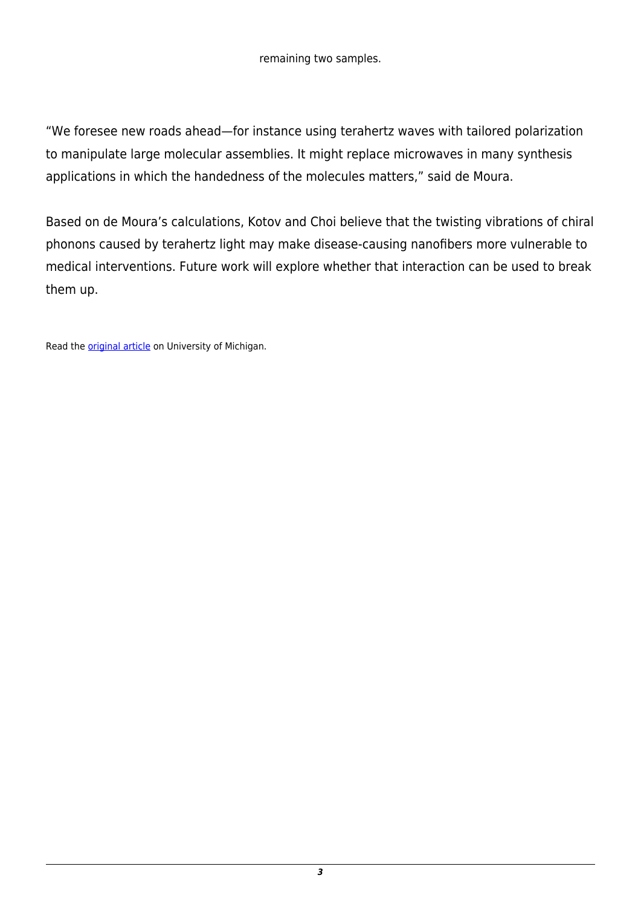remaining two samples.

“We foresee new roads ahead—for instance using terahertz waves with tailored polarization to manipulate large molecular assemblies. It might replace microwaves in many synthesis applications in which the handedness of the molecules matters,” said de Moura.

Based on de Moura’s calculations, Kotov and Choi believe that the twisting vibrations of chiral phonons caused by terahertz light may make disease-causing nanofibers more vulnerable to medical interventions. Future work will explore whether that interaction can be used to break them up.

Read the original article on University of Michigan.